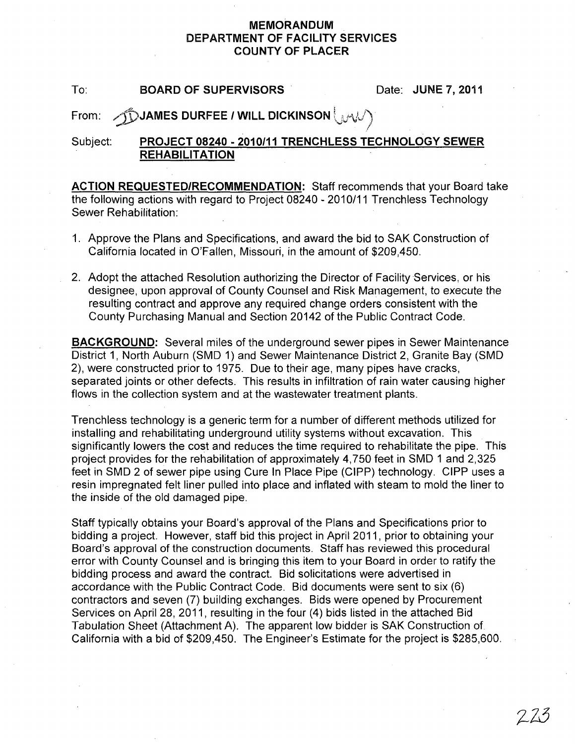**MEMORANDUM**
**DEPARTMENT OF FACILITY SERVICES**
**COUNTY OF PLACER**

To: **BOARD OF SUPERVISORS** Date: **JUNE 7, 2011**

From: **JAMES DURFEE / WILL DICKINSON**

Subject: **PROJECT 08240 - 2010/11 TRENCHLESS TECHNOLOGY SEWER REHABILITATION**

**ACTION REQUESTED/RECOMMENDATION:** Staff recommends that your Board take the following actions with regard to Project 08240 - 2010/11 Trenchless Technology Sewer Rehabilitation:

1. Approve the Plans and Specifications, and award the bid to SAK Construction of California located in O'Fallen, Missouri, in the amount of $209,450.

2. Adopt the attached Resolution authorizing the Director of Facility Services, or his designee, upon approval of County Counsel and Risk Management, to execute the resulting contract and approve any required change orders consistent with the County Purchasing Manual and Section 20142 of the Public Contract Code.

**BACKGROUND:** Several miles of the underground sewer pipes in Sewer Maintenance District 1, North Auburn (SMD 1) and Sewer Maintenance District 2, Granite Bay (SMD 2), were constructed prior to 1975. Due to their age, many pipes have cracks, separated joints or other defects. This results in infiltration of rain water causing higher flows in the collection system and at the wastewater treatment plants.

Trenchless technology is a generic term for a number of different methods utilized for installing and rehabilitating underground utility systems without excavation. This significantly lowers the cost and reduces the time required to rehabilitate the pipe. This project provides for the rehabilitation of approximately 4,750 feet in SMD 1 and 2,325 feet in SMD 2 of sewer pipe using Cure In Place Pipe (CIPP) technology. CIPP uses a resin impregnated felt liner pulled into place and inflated with steam to mold the liner to the inside of the old damaged pipe.

Staff typically obtains your Board's approval of the Plans and Specifications prior to bidding a project. However, staff bid this project in April 2011, prior to obtaining your Board's approval of the construction documents. Staff has reviewed this procedural error with County Counsel and is bringing this item to your Board in order to ratify the bidding process and award the contract. Bid solicitations were advertised in accordance with the Public Contract Code. Bid documents were sent to six (6) contractors and seven (7) building exchanges. Bids were opened by Procurement Services on April 28, 2011, resulting in the four (4) bids listed in the attached Bid Tabulation Sheet (Attachment A). The apparent low bidder is SAK Construction of California with a bid of $209,450. The Engineer's Estimate for the project is $285,600.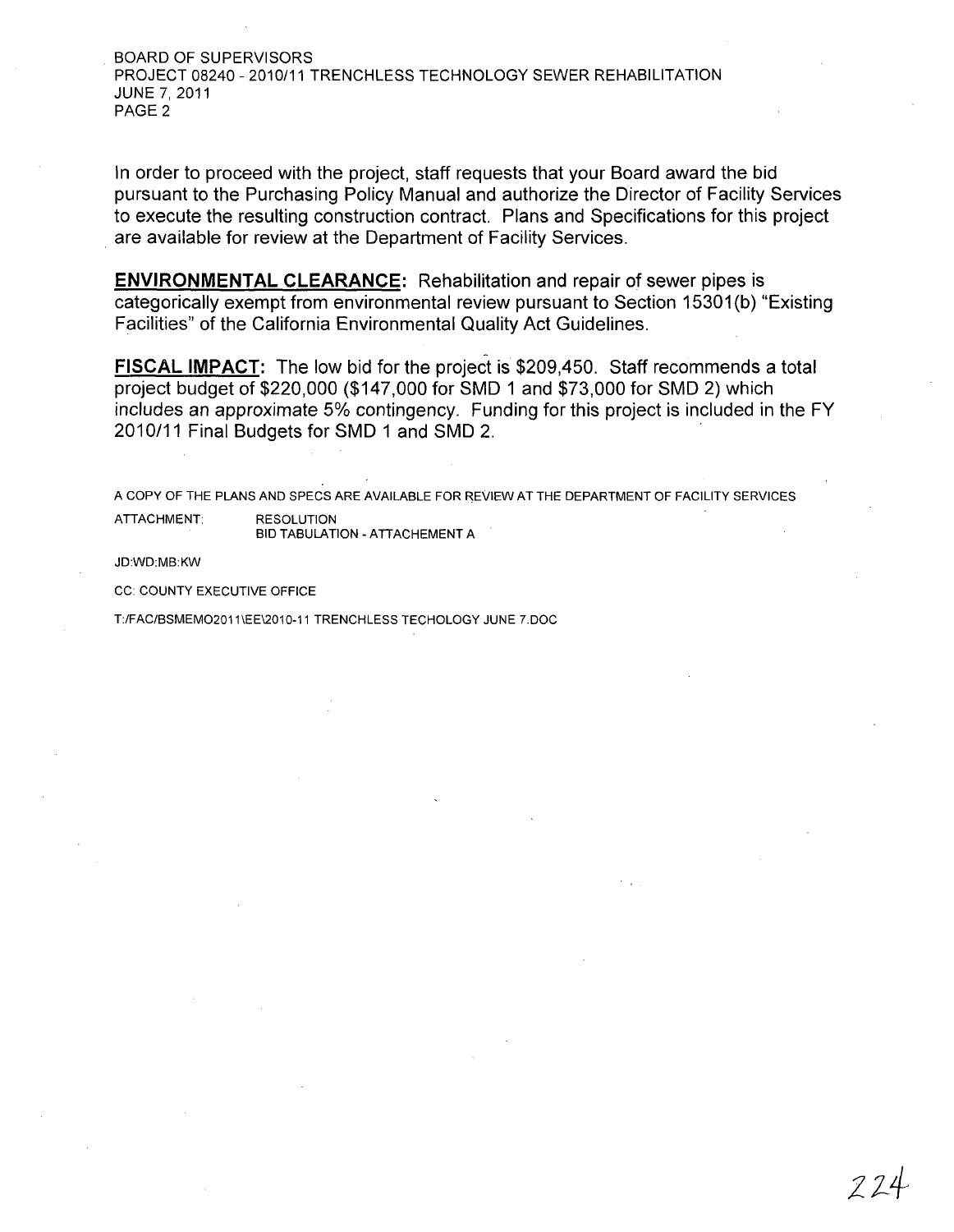In order to proceed with the project, staff requests that your Board award the bid pursuant to the Purchasing Policy Manual and authorize the Director of Facility Services to execute the resulting construction contract. Plans and Specifications for this project are available for review at the Department of Facility Services.

**ENVIRONMENTAL CLEARANCE:** Rehabilitation and repair of sewer pipes is categorically exempt from environmental review pursuant to Section 15301(b) "Existing Facilities" of the California Environmental Quality Act Guidelines.

**FISCAL IMPACT:** The low bid for the project is $209,450. Staff recommends a total project budget of $220,000 ($147,000 for SMD 1 and $73,000 for SMD 2) which includes an approximate 5% contingency. Funding for this project is included in the FY 2010/11 Final Budgets for SMD 1 and SMD 2.

A COPY OF THE PLANS AND SPECS ARE AVAILABLE FOR REVIEW AT THE DEPARTMENT OF FACILITY SERVICES

ATTACHMENT: RESOLUTION
BID TABULATION - ATTACHEMENT A

JD:WD:MB:KW

CC: COUNTY EXECUTIVE OFFICE

T:/FAC/BSMEMO2011\EE\2010-11 TRENCHLESS TECHOLOGY JUNE 7.DOC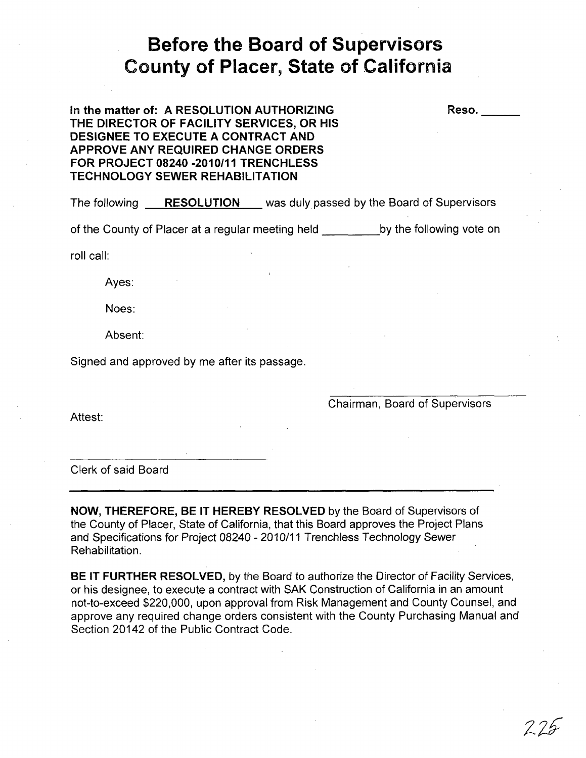# Before the Board of Supervisors
# County of Placer, State of California

**In the matter of: A RESOLUTION AUTHORIZING THE DIRECTOR OF FACILITY SERVICES, OR HIS DESIGNEE TO EXECUTE A CONTRACT AND APPROVE ANY REQUIRED CHANGE ORDERS FOR PROJECT 08240 -2010/11 TRENCHLESS TECHNOLOGY SEWER REHABILITATION**

**Reso. ______**

The following **RESOLUTION** was duly passed by the Board of Supervisors of the County of Placer at a regular meeting held _________ by the following vote on roll call:

Ayes:

Noes:

Absent:

Signed and approved by me after its passage.

_______________________________
Chairman, Board of Supervisors

Attest:

_______________________________
Clerk of said Board

---

**NOW, THEREFORE, BE IT HEREBY RESOLVED** by the Board of Supervisors of the County of Placer, State of California, that this Board approves the Project Plans and Specifications for Project 08240 - 2010/11 Trenchless Technology Sewer Rehabilitation.

**BE IT FURTHER RESOLVED,** by the Board to authorize the Director of Facility Services, or his designee, to execute a contract with SAK Construction of California in an amount not-to-exceed $220,000, upon approval from Risk Management and County Counsel, and approve any required change orders consistent with the County Purchasing Manual and Section 20142 of the Public Contract Code.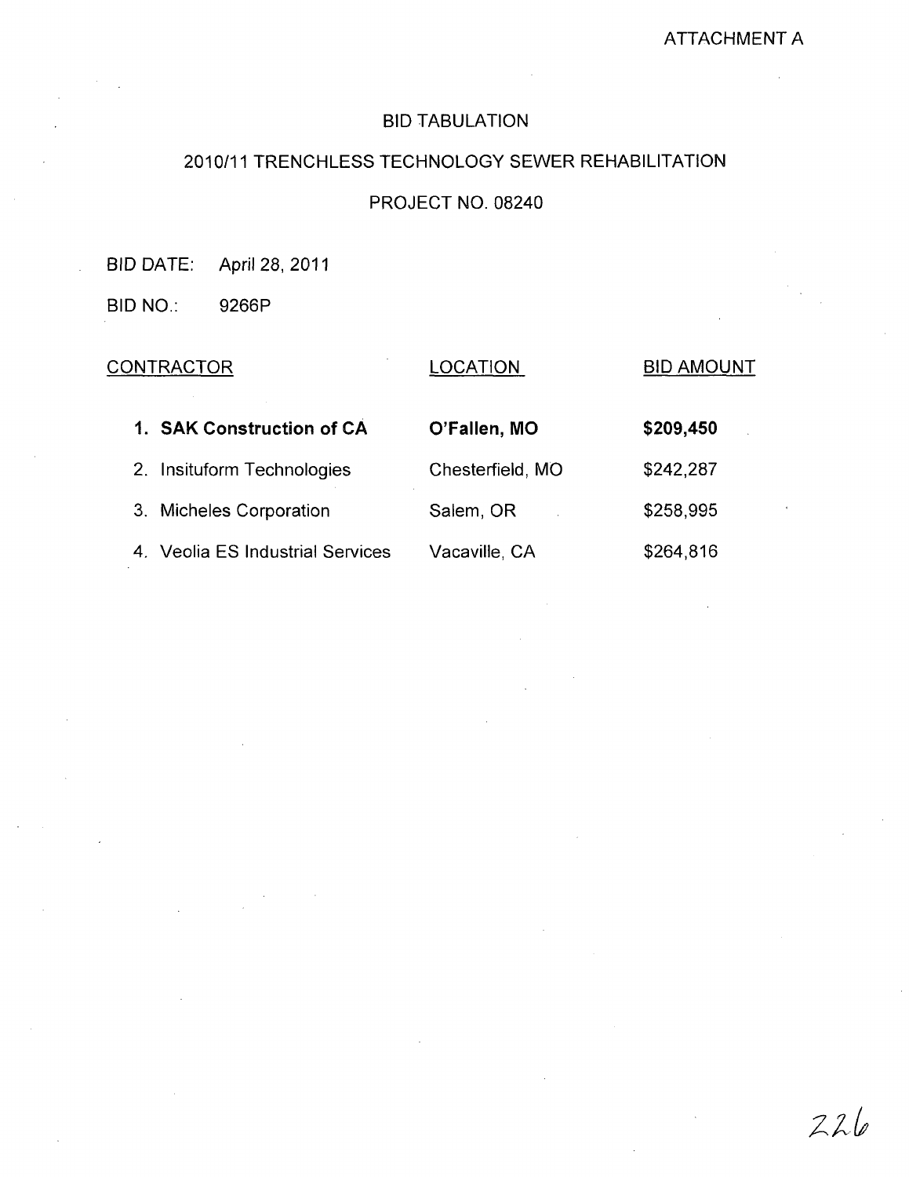ATTACHMENT A

# BID TABULATION

## 2010/11 TRENCHLESS TECHNOLOGY SEWER REHABILITATION

## PROJECT NO. 08240

BID DATE: April 28, 2011

BID NO.: 9266P

| CONTRACTOR | LOCATION | BID AMOUNT |
| --- | --- | --- |
| **1. SAK Construction of CA** | **O'Fallen, MO** | **$209,450** |
| 2. Insituform Technologies | Chesterfield, MO | $242,287 |
| 3. Micheles Corporation | Salem, OR | $258,995 |
| 4. Veolia ES Industrial Services | Vacaville, CA | $264,816 |